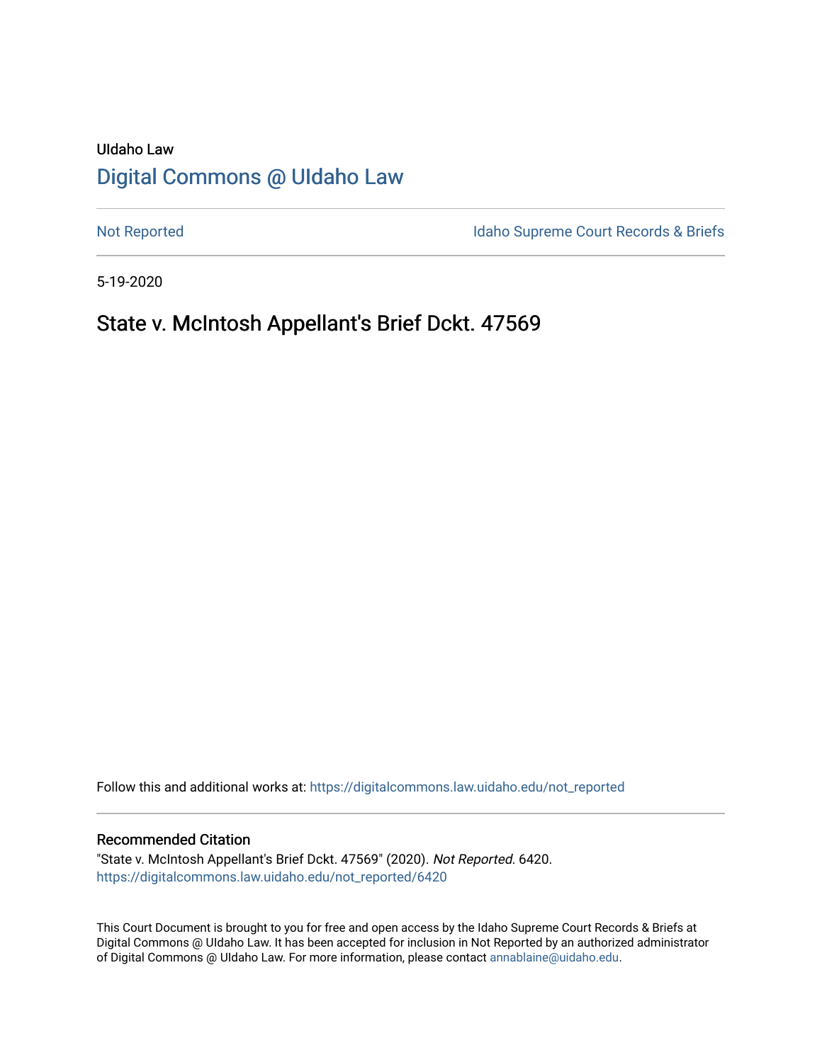UIdaho Law

# Digital Commons @ UIdaho Law

Not Reported | Idaho Supreme Court Records & Briefs

5-19-2020

## State v. McIntosh Appellant's Brief Dckt. 47569

Follow this and additional works at: https://digitalcommons.law.uidaho.edu/not_reported

### Recommended Citation

"State v. McIntosh Appellant's Brief Dckt. 47569" (2020). *Not Reported*. 6420.
https://digitalcommons.law.uidaho.edu/not_reported/6420

This Court Document is brought to you for free and open access by the Idaho Supreme Court Records & Briefs at Digital Commons @ UIdaho Law. It has been accepted for inclusion in Not Reported by an authorized administrator of Digital Commons @ UIdaho Law. For more information, please contact annablaine@uidaho.edu.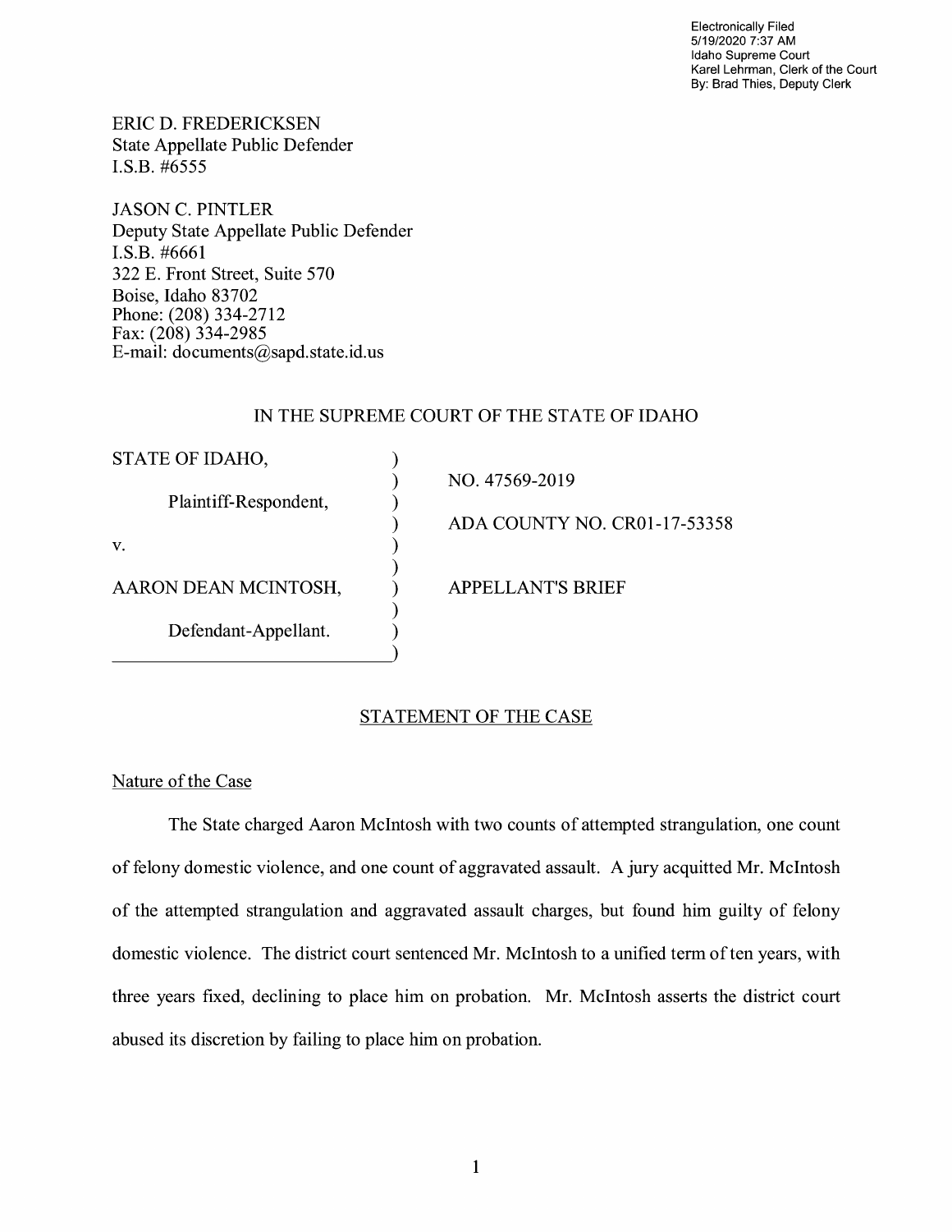Electronically Filed
5/19/2020 7:37 AM
Idaho Supreme Court
Karel Lehrman, Clerk of the Court
By: Brad Thies, Deputy Clerk

ERIC D. FREDERICKSEN
State Appellate Public Defender
I.S.B. #6555

JASON C. PINTLER
Deputy State Appellate Public Defender
I.S.B. #6661
322 E. Front Street, Suite 570
Boise, Idaho 83702
Phone: (208) 334-2712
Fax: (208) 334-2985
E-mail: documents@sapd.state.id.us

IN THE SUPREME COURT OF THE STATE OF IDAHO

| | | |
|---|---|---|
| STATE OF IDAHO, | ) | |
| | ) | NO. 47569-2019 |
| Plaintiff-Respondent, | ) | |
| | ) | ADA COUNTY NO. CR01-17-53358 |
| v. | ) | |
| | ) | |
| AARON DEAN MCINTOSH, | ) | APPELLANT'S BRIEF |
| | ) | |
| Defendant-Appellant. | ) | |
| | ) | |

## STATEMENT OF THE CASE

### Nature of the Case

The State charged Aaron McIntosh with two counts of attempted strangulation, one count of felony domestic violence, and one count of aggravated assault. A jury acquitted Mr. McIntosh of the attempted strangulation and aggravated assault charges, but found him guilty of felony domestic violence. The district court sentenced Mr. McIntosh to a unified term of ten years, with three years fixed, declining to place him on probation. Mr. McIntosh asserts the district court abused its discretion by failing to place him on probation.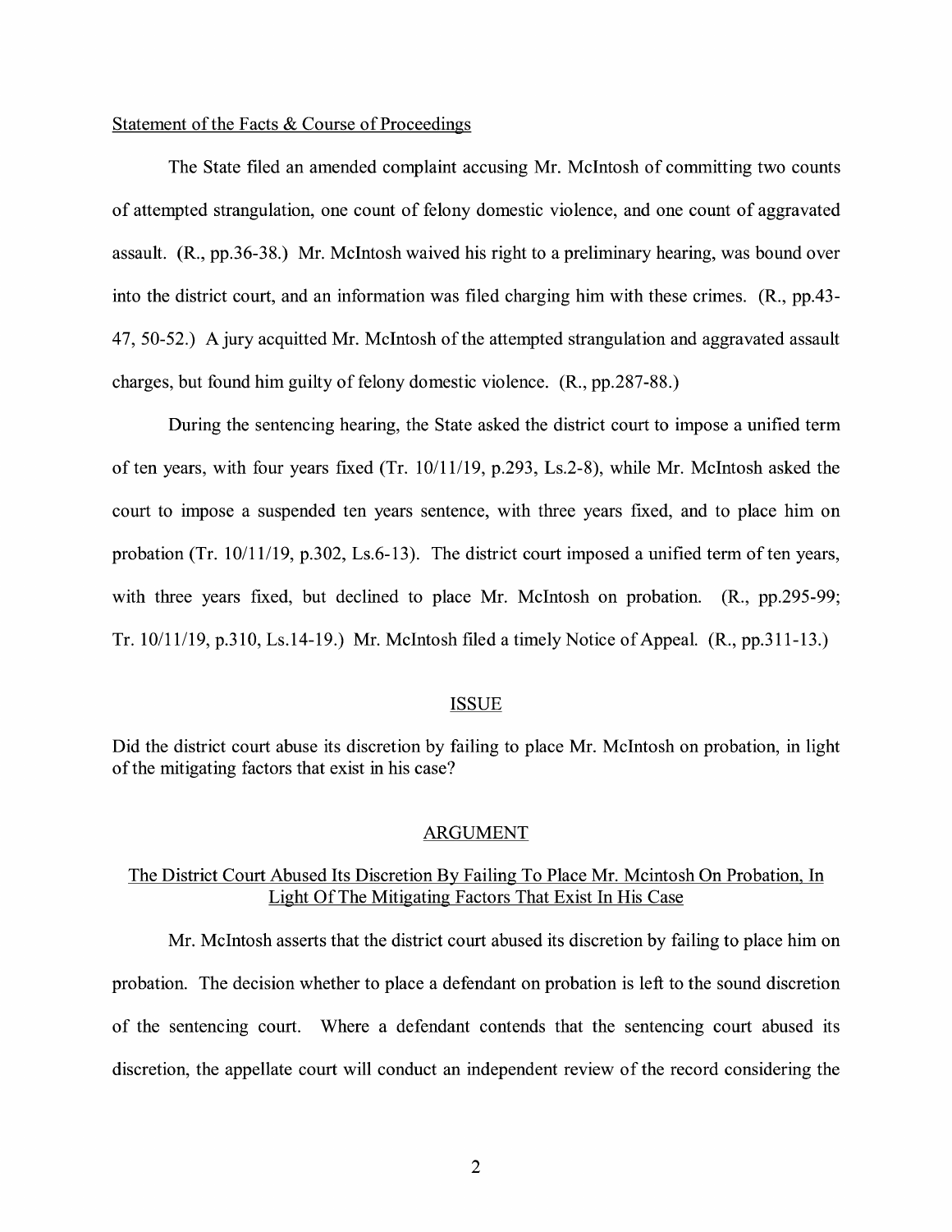Statement of the Facts & Course of Proceedings

The State filed an amended complaint accusing Mr. McIntosh of committing two counts of attempted strangulation, one count of felony domestic violence, and one count of aggravated assault. (R., pp.36-38.) Mr. McIntosh waived his right to a preliminary hearing, was bound over into the district court, and an information was filed charging him with these crimes. (R., pp.43-47, 50-52.) A jury acquitted Mr. McIntosh of the attempted strangulation and aggravated assault charges, but found him guilty of felony domestic violence. (R., pp.287-88.)

During the sentencing hearing, the State asked the district court to impose a unified term of ten years, with four years fixed (Tr. 10/11/19, p.293, Ls.2-8), while Mr. McIntosh asked the court to impose a suspended ten years sentence, with three years fixed, and to place him on probation (Tr. 10/11/19, p.302, Ls.6-13). The district court imposed a unified term of ten years, with three years fixed, but declined to place Mr. McIntosh on probation. (R., pp.295-99; Tr. 10/11/19, p.310, Ls.14-19.) Mr. McIntosh filed a timely Notice of Appeal. (R., pp.311-13.)

## ISSUE

Did the district court abuse its discretion by failing to place Mr. McIntosh on probation, in light of the mitigating factors that exist in his case?

## ARGUMENT

### The District Court Abused Its Discretion By Failing To Place Mr. Mcintosh On Probation, In Light Of The Mitigating Factors That Exist In His Case

Mr. McIntosh asserts that the district court abused its discretion by failing to place him on probation. The decision whether to place a defendant on probation is left to the sound discretion of the sentencing court. Where a defendant contends that the sentencing court abused its discretion, the appellate court will conduct an independent review of the record considering the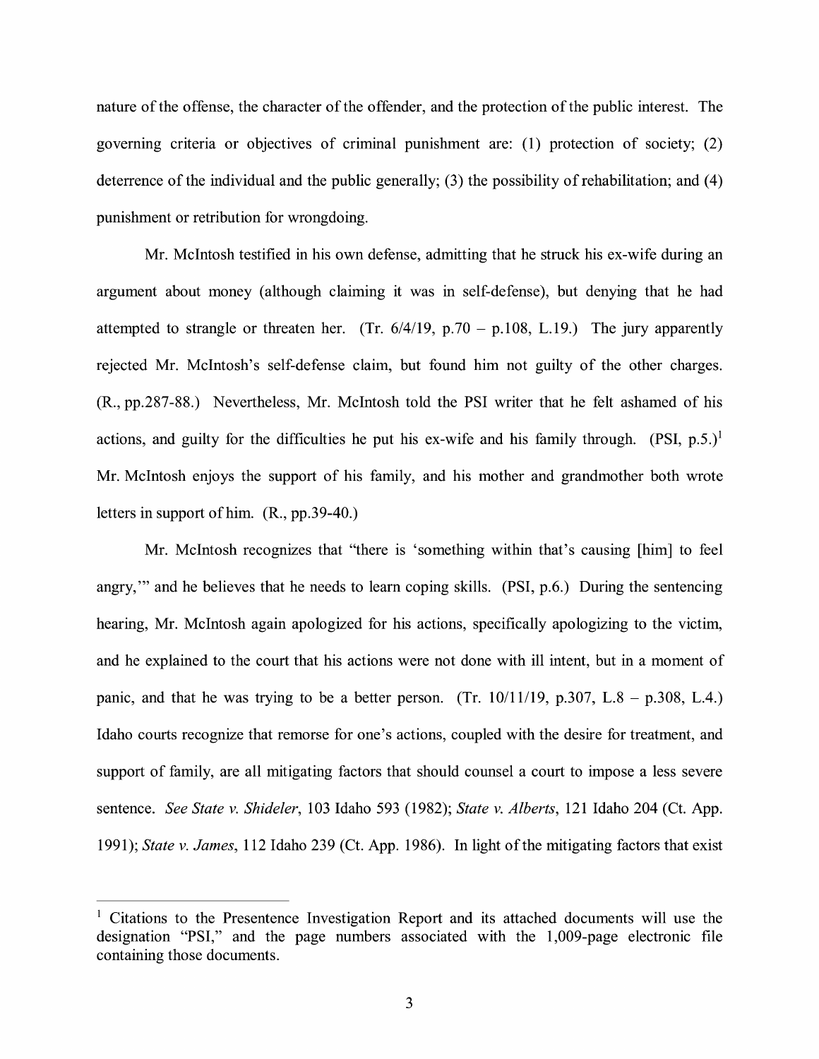nature of the offense, the character of the offender, and the protection of the public interest. The governing criteria or objectives of criminal punishment are: (1) protection of society; (2) deterrence of the individual and the public generally; (3) the possibility of rehabilitation; and (4) punishment or retribution for wrongdoing.

Mr. McIntosh testified in his own defense, admitting that he struck his ex-wife during an argument about money (although claiming it was in self-defense), but denying that he had attempted to strangle or threaten her. (Tr. 6/4/19, p.70 – p.108, L.19.) The jury apparently rejected Mr. McIntosh's self-defense claim, but found him not guilty of the other charges. (R., pp.287-88.) Nevertheless, Mr. McIntosh told the PSI writer that he felt ashamed of his actions, and guilty for the difficulties he put his ex-wife and his family through. (PSI, p.5.)[1] Mr. McIntosh enjoys the support of his family, and his mother and grandmother both wrote letters in support of him. (R., pp.39-40.)

Mr. McIntosh recognizes that "there is 'something within that's causing [him] to feel angry,'" and he believes that he needs to learn coping skills. (PSI, p.6.) During the sentencing hearing, Mr. McIntosh again apologized for his actions, specifically apologizing to the victim, and he explained to the court that his actions were not done with ill intent, but in a moment of panic, and that he was trying to be a better person. (Tr. 10/11/19, p.307, L.8 – p.308, L.4.) Idaho courts recognize that remorse for one's actions, coupled with the desire for treatment, and support of family, are all mitigating factors that should counsel a court to impose a less severe sentence. *See State v. Shideler*, 103 Idaho 593 (1982); *State v. Alberts*, 121 Idaho 204 (Ct. App. 1991); *State v. James*, 112 Idaho 239 (Ct. App. 1986). In light of the mitigating factors that exist

---

[1] Citations to the Presentence Investigation Report and its attached documents will use the designation "PSI," and the page numbers associated with the 1,009-page electronic file containing those documents.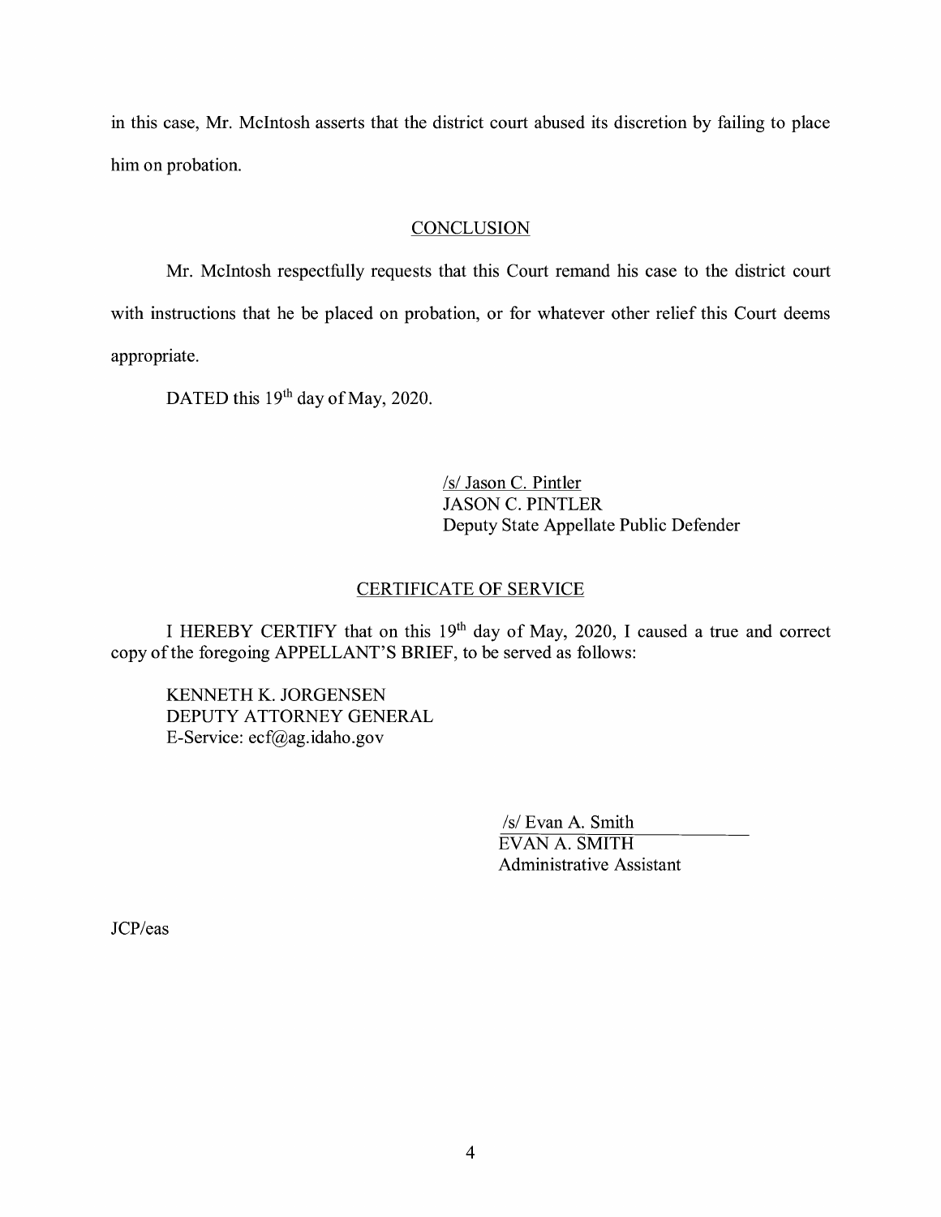in this case, Mr. McIntosh asserts that the district court abused its discretion by failing to place him on probation.

## CONCLUSION

Mr. McIntosh respectfully requests that this Court remand his case to the district court with instructions that he be placed on probation, or for whatever other relief this Court deems appropriate.

DATED this 19th day of May, 2020.

/s/ Jason C. Pintler
JASON C. PINTLER
Deputy State Appellate Public Defender

## CERTIFICATE OF SERVICE

I HEREBY CERTIFY that on this 19th day of May, 2020, I caused a true and correct copy of the foregoing APPELLANT'S BRIEF, to be served as follows:

KENNETH K. JORGENSEN
DEPUTY ATTORNEY GENERAL
E-Service: ecf@ag.idaho.gov

/s/ Evan A. Smith
EVAN A. SMITH
Administrative Assistant

JCP/eas